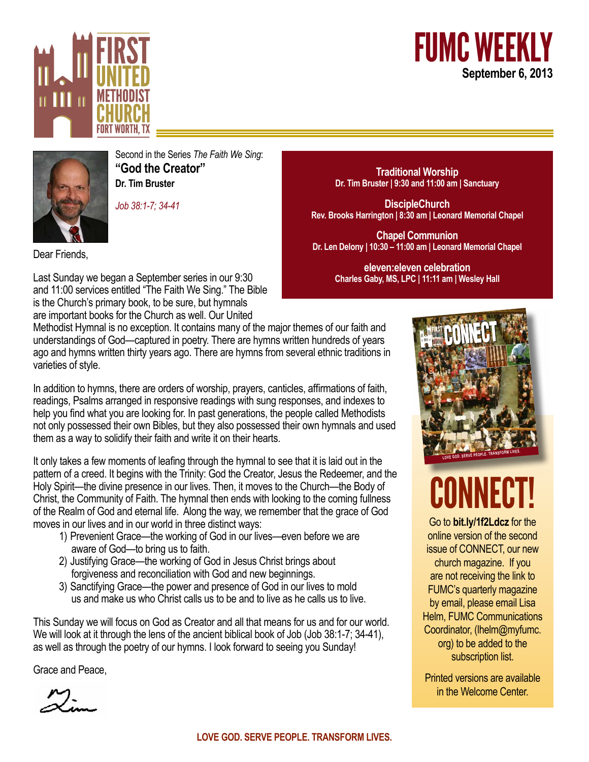# FUMC WEEKLY

**September 6, 2013**

First United Methodist Church
Fort Worth, TX

Second in the Series *The Faith We Sing*:

## "God the Creator"

**Dr. Tim Bruster**

*Job 38:1-7; 34-41*

**Traditional Worship**
**Dr. Tim Bruster | 9:30 and 11:00 am | Sanctuary**

**DiscipleChurch**
**Rev. Brooks Harrington | 8:30 am | Leonard Memorial Chapel**

**Chapel Communion**
**Dr. Len Delony | 10:30 – 11:00 am | Leonard Memorial Chapel**

**eleven:eleven celebration**
**Charles Gaby, MS, LPC | 11:11 am | Wesley Hall**

Dear Friends,

Last Sunday we began a September series in our 9:30 and 11:00 services entitled "The Faith We Sing." The Bible is the Church's primary book, to be sure, but hymnals are important books for the Church as well. Our United Methodist Hymnal is no exception. It contains many of the major themes of our faith and understandings of God—captured in poetry. There are hymns written hundreds of years ago and hymns written thirty years ago. There are hymns from several ethnic traditions in varieties of style.

In addition to hymns, there are orders of worship, prayers, canticles, affirmations of faith, readings, Psalms arranged in responsive readings with sung responses, and indexes to help you find what you are looking for. In past generations, the people called Methodists not only possessed their own Bibles, but they also possessed their own hymnals and used them as a way to solidify their faith and write it on their hearts.

It only takes a few moments of leafing through the hymnal to see that it is laid out in the pattern of a creed. It begins with the Trinity: God the Creator, Jesus the Redeemer, and the Holy Spirit—the divine presence in our lives. Then, it moves to the Church—the Body of Christ, the Community of Faith. The hymnal then ends with looking to the coming fullness of the Realm of God and eternal life. Along the way, we remember that the grace of God moves in our lives and in our world in three distinct ways:

1) Prevenient Grace—the working of God in our lives—even before we are aware of God—to bring us to faith.
2) Justifying Grace—the working of God in Jesus Christ brings about forgiveness and reconciliation with God and new beginnings.
3) Sanctifying Grace—the power and presence of God in our lives to mold us and make us who Christ calls us to be and to live as he calls us to live.

This Sunday we will focus on God as Creator and all that means for us and for our world. We will look at it through the lens of the ancient biblical book of Job (Job 38:1-7; 34-41), as well as through the poetry of our hymns. I look forward to seeing you Sunday!

Grace and Peace,

Tim

## CONNECT!

Go to **bit.ly/1f2Ldcz** for the online version of the second issue of CONNECT, our new church magazine. If you are not receiving the link to FUMC's quarterly magazine by email, please email Lisa Helm, FUMC Communications Coordinator, (lhelm@myfumc.org) to be added to the subscription list.

Printed versions are available in the Welcome Center.

**LOVE GOD. SERVE PEOPLE. TRANSFORM LIVES.**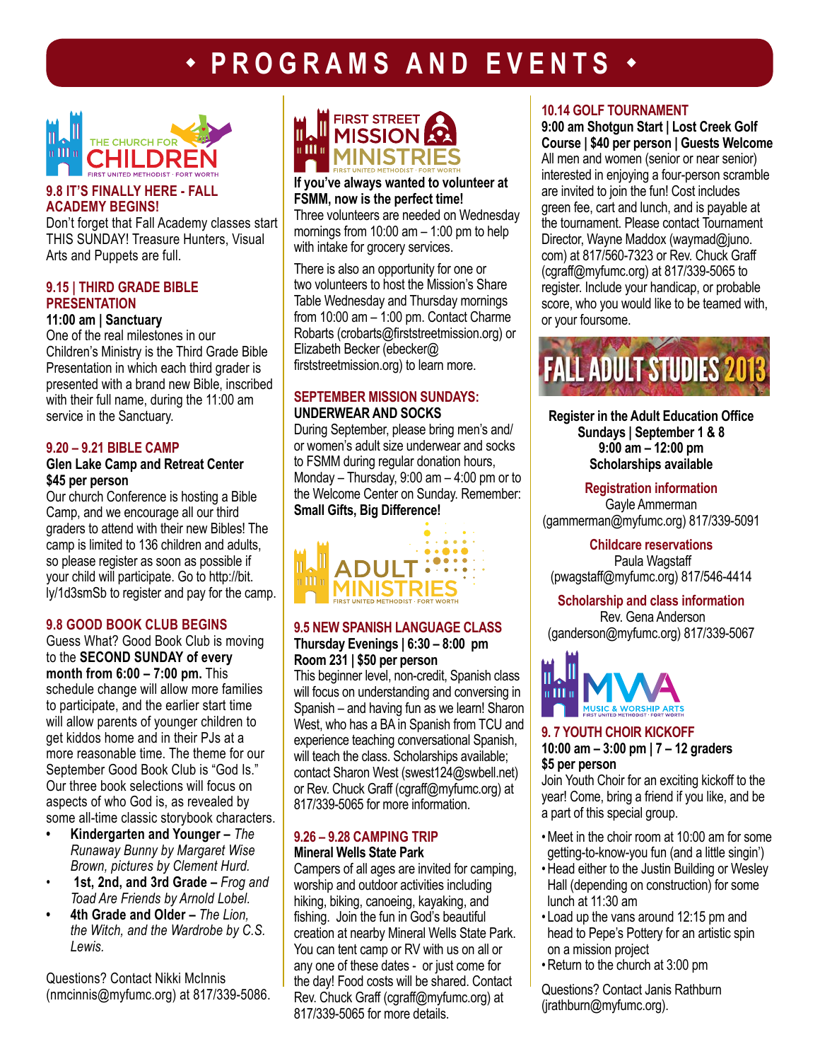# • PROGRAMS AND EVENTS •

THE CHURCH FOR CHILDREN
FIRST UNITED METHODIST · FORT WORTH

### 9.8 IT'S FINALLY HERE - FALL ACADEMY BEGINS!

Don't forget that Fall Academy classes start THIS SUNDAY! Treasure Hunters, Visual Arts and Puppets are full.

### 9.15 | THIRD GRADE BIBLE PRESENTATION

**11:00 am | Sanctuary**

One of the real milestones in our Children's Ministry is the Third Grade Bible Presentation in which each third grader is presented with a brand new Bible, inscribed with their full name, during the 11:00 am service in the Sanctuary.

### 9.20 – 9.21 BIBLE CAMP

**Glen Lake Camp and Retreat Center**
**$45 per person**

Our church Conference is hosting a Bible Camp, and we encourage all our third graders to attend with their new Bibles! The camp is limited to 136 children and adults, so please register as soon as possible if your child will participate. Go to http://bit.ly/1d3smSb to register and pay for the camp.

### 9.8 GOOD BOOK CLUB BEGINS

Guess What? Good Book Club is moving to the **SECOND SUNDAY of every month from 6:00 – 7:00 pm.** This schedule change will allow more families to participate, and the earlier start time will allow parents of younger children to get kiddos home and in their PJs at a more reasonable time. The theme for our September Good Book Club is "God Is." Our three book selections will focus on aspects of who God is, as revealed by some all-time classic storybook characters.

- **Kindergarten and Younger –** *The Runaway Bunny by Margaret Wise Brown, pictures by Clement Hurd.*
- **1st, 2nd, and 3rd Grade –** *Frog and Toad Are Friends by Arnold Lobel.*
- **4th Grade and Older –** *The Lion, the Witch, and the Wardrobe by C.S. Lewis.*

Questions? Contact Nikki McInnis (nmcinnis@myfumc.org) at 817/339-5086.

FIRST STREET MISSION MINISTRIES
FIRST UNITED METHODIST · FORT WORTH

**If you've always wanted to volunteer at FSMM, now is the perfect time!**

Three volunteers are needed on Wednesday mornings from 10:00 am – 1:00 pm to help with intake for grocery services.

There is also an opportunity for one or two volunteers to host the Mission's Share Table Wednesday and Thursday mornings from 10:00 am – 1:00 pm. Contact Charme Robarts (crobarts@firststreetmission.org) or Elizabeth Becker (ebecker@firststreetmission.org) to learn more.

### SEPTEMBER MISSION SUNDAYS:

**UNDERWEAR AND SOCKS**

During September, please bring men's and/or women's adult size underwear and socks to FSMM during regular donation hours, Monday – Thursday, 9:00 am – 4:00 pm or to the Welcome Center on Sunday. Remember: **Small Gifts, Big Difference!**

ADULT MINISTRIES
FIRST UNITED METHODIST · FORT WORTH

### 9.5 NEW SPANISH LANGUAGE CLASS

**Thursday Evenings | 6:30 – 8:00 pm**
**Room 231 | $50 per person**

This beginner level, non-credit, Spanish class will focus on understanding and conversing in Spanish – and having fun as we learn! Sharon West, who has a BA in Spanish from TCU and experience teaching conversational Spanish, will teach the class. Scholarships available; contact Sharon West (swest124@swbell.net) or Rev. Chuck Graff (cgraff@myfumc.org) at 817/339-5065 for more information.

### 9.26 – 9.28 CAMPING TRIP

**Mineral Wells State Park**

Campers of all ages are invited for camping, worship and outdoor activities including hiking, biking, canoeing, kayaking, and fishing. Join the fun in God's beautiful creation at nearby Mineral Wells State Park. You can tent camp or RV with us on all or any one of these dates - or just come for the day! Food costs will be shared. Contact Rev. Chuck Graff (cgraff@myfumc.org) at 817/339-5065 for more details.

### 10.14 GOLF TOURNAMENT

**9:00 am Shotgun Start | Lost Creek Golf Course | $40 per person | Guests Welcome**

All men and women (senior or near senior) interested in enjoying a four-person scramble are invited to join the fun! Cost includes green fee, cart and lunch, and is payable at the tournament. Please contact Tournament Director, Wayne Maddox (waymad@juno.com) at 817/560-7323 or Rev. Chuck Graff (cgraff@myfumc.org) at 817/339-5065 to register. Include your handicap, or probable score, who you would like to be teamed with, or your foursome.

## FALL ADULT STUDIES 2013

**Register in the Adult Education Office**
**Sundays | September 1 & 8**
**9:00 am – 12:00 pm**
**Scholarships available**

**Registration information**
Gayle Ammerman
(gammerman@myfumc.org) 817/339-5091

**Childcare reservations**
Paula Wagstaff
(pwagstaff@myfumc.org) 817/546-4414

**Scholarship and class information**
Rev. Gena Anderson
(ganderson@myfumc.org) 817/339-5067

MWA
MUSIC & WORSHIP ARTS
FIRST UNITED METHODIST · FORT WORTH

### 9. 7 YOUTH CHOIR KICKOFF

**10:00 am – 3:00 pm | 7 – 12 graders**
**$5 per person**

Join Youth Choir for an exciting kickoff to the year! Come, bring a friend if you like, and be a part of this special group.

- Meet in the choir room at 10:00 am for some getting-to-know-you fun (and a little singin')
- Head either to the Justin Building or Wesley Hall (depending on construction) for some lunch at 11:30 am
- Load up the vans around 12:15 pm and head to Pepe's Pottery for an artistic spin on a mission project
- Return to the church at 3:00 pm

Questions? Contact Janis Rathburn (jrathburn@myfumc.org).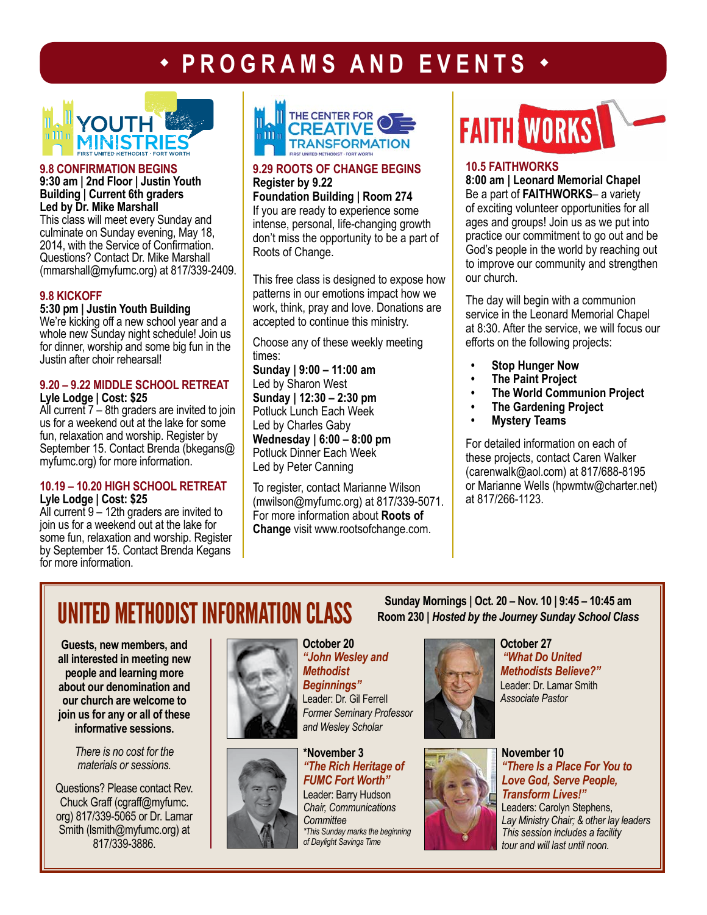# • PROGRAMS AND EVENTS •

## YOUTH MINISTRIES

FIRST UNITED METHODIST · FORT WORTH

### 9.8 CONFIRMATION BEGINS

**9:30 am | 2nd Floor | Justin Youth Building | Current 6th graders**
**Led by Dr. Mike Marshall**
This class will meet every Sunday and culminate on Sunday evening, May 18, 2014, with the Service of Confirmation. Questions? Contact Dr. Mike Marshall (mmarshall@myfumc.org) at 817/339-2409.

### 9.8 KICKOFF

**5:30 pm | Justin Youth Building**
We're kicking off a new school year and a whole new Sunday night schedule! Join us for dinner, worship and some big fun in the Justin after choir rehearsal!

### 9.20 – 9.22 MIDDLE SCHOOL RETREAT

**Lyle Lodge | Cost: $25**
All current 7 – 8th graders are invited to join us for a weekend out at the lake for some fun, relaxation and worship. Register by September 15. Contact Brenda (bkegans@myfumc.org) for more information.

### 10.19 – 10.20 HIGH SCHOOL RETREAT

**Lyle Lodge | Cost: $25**
All current 9 – 12th graders are invited to join us for a weekend out at the lake for some fun, relaxation and worship. Register by September 15. Contact Brenda Kegans for more information.

## THE CENTER FOR CREATIVE TRANSFORMATION

FIRST UNITED METHODIST · FORT WORTH

### 9.29 ROOTS OF CHANGE BEGINS

**Register by 9.22**
**Foundation Building | Room 274**
If you are ready to experience some intense, personal, life-changing growth don't miss the opportunity to be a part of Roots of Change.

This free class is designed to expose how patterns in our emotions impact how we work, think, pray and love. Donations are accepted to continue this ministry.

Choose any of these weekly meeting times:
**Sunday | 9:00 – 11:00 am**
Led by Sharon West
**Sunday | 12:30 – 2:30 pm**
Potluck Lunch Each Week
Led by Charles Gaby
**Wednesday | 6:00 – 8:00 pm**
Potluck Dinner Each Week
Led by Peter Canning

To register, contact Marianne Wilson (mwilson@myfumc.org) at 817/339-5071. For more information about **Roots of Change** visit www.rootsofchange.com.

## FAITH WORKS

### 10.5 FAITHWORKS

**8:00 am | Leonard Memorial Chapel**
Be a part of **FAITHWORKS**– a variety of exciting volunteer opportunities for all ages and groups! Join us as we put into practice our commitment to go out and be God's people in the world by reaching out to improve our community and strengthen our church.

The day will begin with a communion service in the Leonard Memorial Chapel at 8:30. After the service, we will focus our efforts on the following projects:

- **Stop Hunger Now**
- **The Paint Project**
- **The World Communion Project**
- **The Gardening Project**
- **Mystery Teams**

For detailed information on each of these projects, contact Caren Walker (carenwalk@aol.com) at 817/688-8195 or Marianne Wells (hpwmtw@charter.net) at 817/266-1123.

## UNITED METHODIST INFORMATION CLASS

**Sunday Mornings | Oct. 20 – Nov. 10 | 9:45 – 10:45 am**
**Room 230 |** ***Hosted by the Journey Sunday School Class***

**Guests, new members, and all interested in meeting new people and learning more about our denomination and our church are welcome to join us for any or all of these informative sessions.**

*There is no cost for the materials or sessions.*

Questions? Please contact Rev. Chuck Graff (cgraff@myfumc.org) 817/339-5065 or Dr. Lamar Smith (lsmith@myfumc.org) at 817/339-3886.

**October 20**
***"John Wesley and Methodist Beginnings"***
Leader: Dr. Gil Ferrell
*Former Seminary Professor and Wesley Scholar*

**October 27**
***"What Do United Methodists Believe?"***
Leader: Dr. Lamar Smith
*Associate Pastor*

**\*November 3**
***"The Rich Heritage of FUMC Fort Worth"***
Leader: Barry Hudson
*Chair, Communications Committee*
*\*This Sunday marks the beginning of Daylight Savings Time*

**November 10**
***"There Is a Place For You to Love God, Serve People, Transform Lives!"***
Leaders: Carolyn Stephens, *Lay Ministry Chair; & other lay leaders*
*This session includes a facility tour and will last until noon.*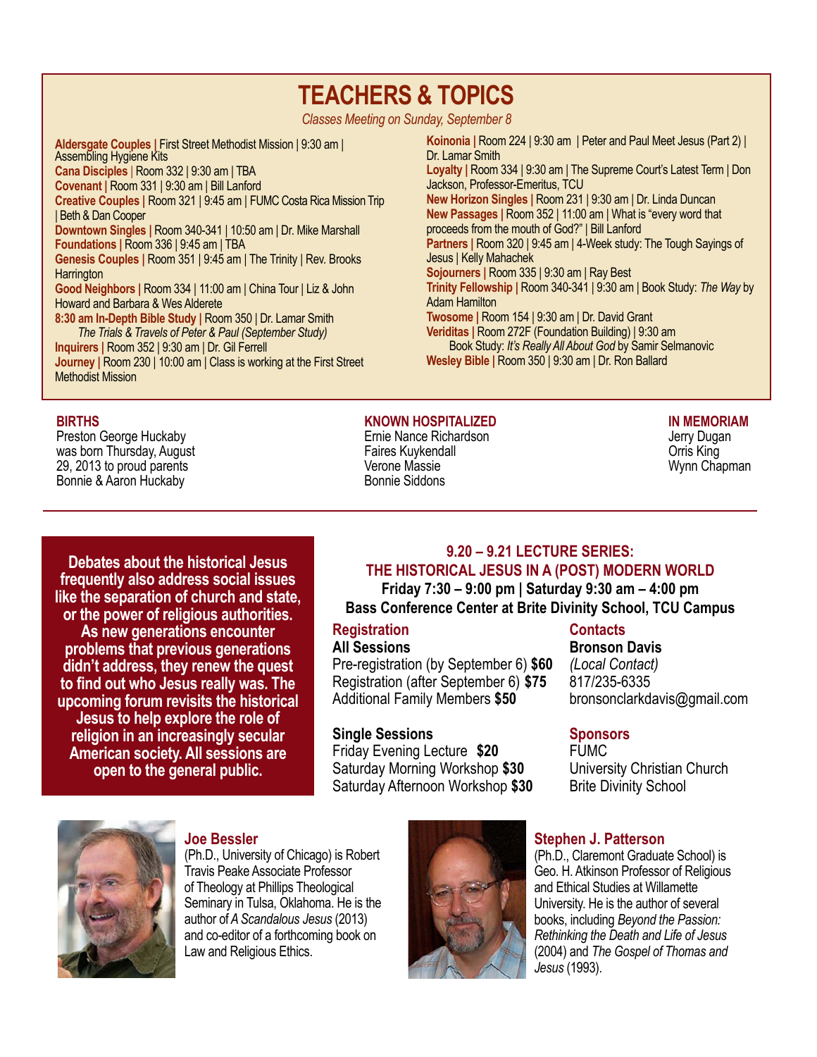# TEACHERS & TOPICS

*Classes Meeting on Sunday, September 8*

**Aldersgate Couples** | First Street Methodist Mission | 9:30 am | Assembling Hygiene Kits
**Cana Disciples** | Room 332 | 9:30 am | TBA
**Covenant** | Room 331 | 9:30 am | Bill Lanford
**Creative Couples** | Room 321 | 9:45 am | FUMC Costa Rica Mission Trip | Beth & Dan Cooper
**Downtown Singles** | Room 340-341 | 10:50 am | Dr. Mike Marshall
**Foundations** | Room 336 | 9:45 am | TBA
**Genesis Couples** | Room 351 | 9:45 am | The Trinity | Rev. Brooks Harrington
**Good Neighbors** | Room 334 | 11:00 am | China Tour | Liz & John Howard and Barbara & Wes Alderete
**8:30 am In-Depth Bible Study** | Room 350 | Dr. Lamar Smith
*The Trials & Travels of Peter & Paul (September Study)*
**Inquirers** | Room 352 | 9:30 am | Dr. Gil Ferrell
**Journey** | Room 230 | 10:00 am | Class is working at the First Street Methodist Mission
**Koinonia** | Room 224 | 9:30 am | Peter and Paul Meet Jesus (Part 2) | Dr. Lamar Smith
**Loyalty** | Room 334 | 9:30 am | The Supreme Court's Latest Term | Don Jackson, Professor-Emeritus, TCU
**New Horizon Singles** | Room 231 | 9:30 am | Dr. Linda Duncan
**New Passages** | Room 352 | 11:00 am | What is "every word that proceeds from the mouth of God?" | Bill Lanford
**Partners** | Room 320 | 9:45 am | 4-Week study: The Tough Sayings of Jesus | Kelly Mahachek
**Sojourners** | Room 335 | 9:30 am | Ray Best
**Trinity Fellowship** | Room 340-341 | 9:30 am | Book Study: *The Way* by Adam Hamilton
**Twosome** | Room 154 | 9:30 am | Dr. David Grant
**Veriditas** | Room 272F (Foundation Building) | 9:30 am
Book Study: *It's Really All About God* by Samir Selmanovic
**Wesley Bible** | Room 350 | 9:30 am | Dr. Ron Ballard

## BIRTHS

Preston George Huckaby was born Thursday, August 29, 2013 to proud parents Bonnie & Aaron Huckaby

## KNOWN HOSPITALIZED

Ernie Nance Richardson
Faires Kuykendall
Verone Massie
Bonnie Siddons

## IN MEMORIAM

Jerry Dugan
Orris King
Wynn Chapman

---

**Debates about the historical Jesus frequently also address social issues like the separation of church and state, or the power of religious authorities. As new generations encounter problems that previous generations didn't address, they renew the quest to find out who Jesus really was. The upcoming forum revisits the historical Jesus to help explore the role of religion in an increasingly secular American society. All sessions are open to the general public.**

## 9.20 – 9.21 LECTURE SERIES: THE HISTORICAL JESUS IN A (POST) MODERN WORLD

**Friday 7:30 – 9:00 pm | Saturday 9:30 am – 4:00 pm**
**Bass Conference Center at Brite Divinity School, TCU Campus**

### Registration

**All Sessions**
Pre-registration (by September 6) **$60**
Registration (after September 6) **$75**
Additional Family Members **$50**

**Single Sessions**
Friday Evening Lecture **$20**
Saturday Morning Workshop **$30**
Saturday Afternoon Workshop **$30**

### Contacts

**Bronson Davis**
*(Local Contact)*
817/235-6335
bronsonclarkdavis@gmail.com

### Sponsors

FUMC
University Christian Church
Brite Divinity School

### Joe Bessler

(Ph.D., University of Chicago) is Robert Travis Peake Associate Professor of Theology at Phillips Theological Seminary in Tulsa, Oklahoma. He is the author of *A Scandalous Jesus* (2013) and co-editor of a forthcoming book on Law and Religious Ethics.

### Stephen J. Patterson

(Ph.D., Claremont Graduate School) is Geo. H. Atkinson Professor of Religious and Ethical Studies at Willamette University. He is the author of several books, including *Beyond the Passion: Rethinking the Death and Life of Jesus* (2004) and *The Gospel of Thomas and Jesus* (1993).